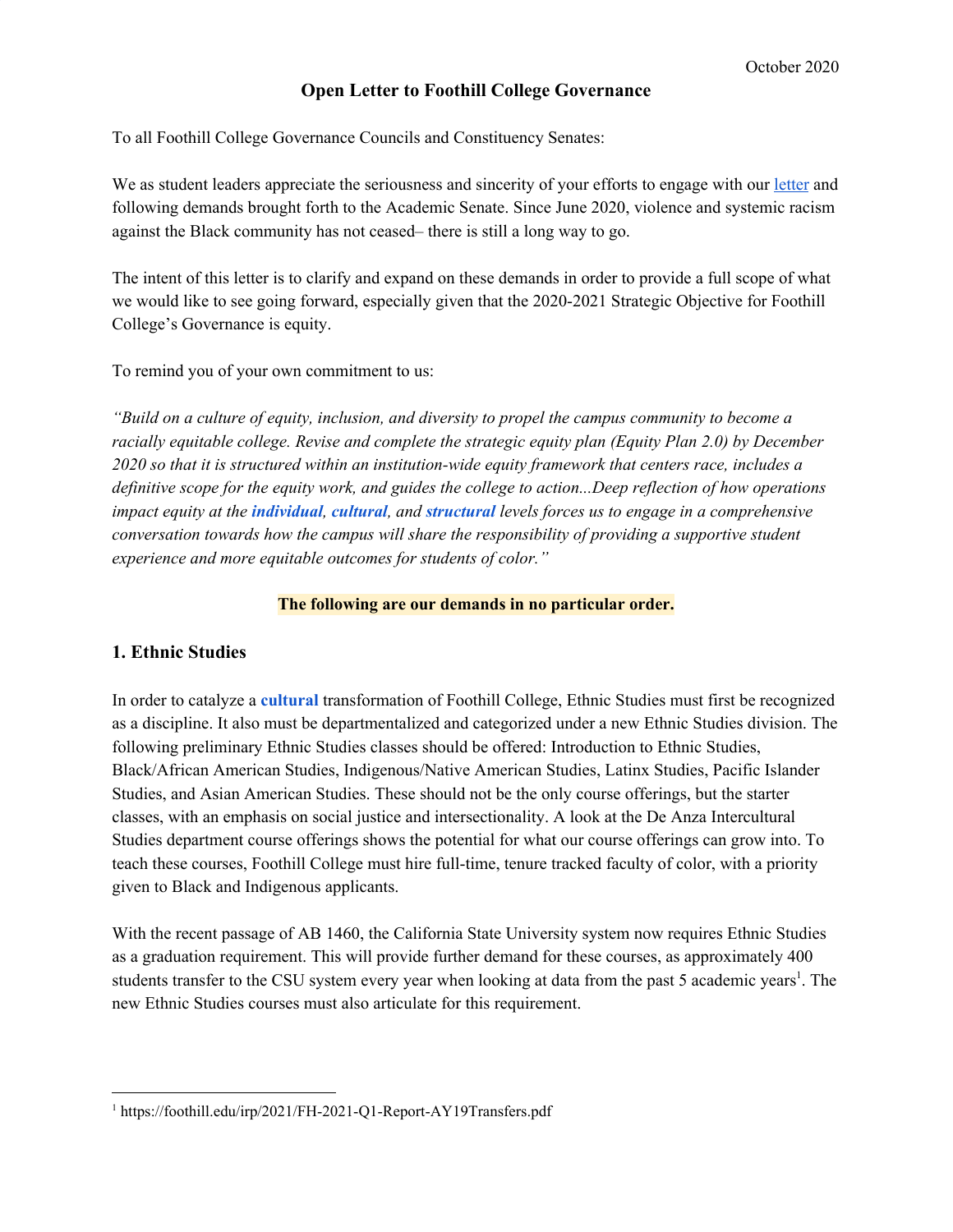October 2020

# Open Letter to Foothill College Governance

To all Foothill College Governance Councils and Constituency Senates:

We as student leaders appreciate the seriousness and sincerity of your efforts to engage with our letter and following demands brought forth to the Academic Senate. Since June 2020, violence and systemic racism against the Black community has not ceased– there is still a long way to go.

The intent of this letter is to clarify and expand on these demands in order to provide a full scope of what we would like to see going forward, especially given that the 2020-2021 Strategic Objective for Foothill College's Governance is equity.

To remind you of your own commitment to us:

*"Build on a culture of equity, inclusion, and diversity to propel the campus community to become a racially equitable college. Revise and complete the strategic equity plan (Equity Plan 2.0) by December 2020 so that it is structured within an institution-wide equity framework that centers race, includes a definitive scope for the equity work, and guides the college to action...Deep reflection of how operations impact equity at the **individual**, **cultural**, and **structural** levels forces us to engage in a comprehensive conversation towards how the campus will share the responsibility of providing a supportive student experience and more equitable outcomes for students of color."*

**The following are our demands in no particular order.**

## 1. Ethnic Studies

In order to catalyze a **cultural** transformation of Foothill College, Ethnic Studies must first be recognized as a discipline. It also must be departmentalized and categorized under a new Ethnic Studies division. The following preliminary Ethnic Studies classes should be offered: Introduction to Ethnic Studies, Black/African American Studies, Indigenous/Native American Studies, Latinx Studies, Pacific Islander Studies, and Asian American Studies. These should not be the only course offerings, but the starter classes, with an emphasis on social justice and intersectionality. A look at the De Anza Intercultural Studies department course offerings shows the potential for what our course offerings can grow into. To teach these courses, Foothill College must hire full-time, tenure tracked faculty of color, with a priority given to Black and Indigenous applicants.

With the recent passage of AB 1460, the California State University system now requires Ethnic Studies as a graduation requirement. This will provide further demand for these courses, as approximately 400 students transfer to the CSU system every year when looking at data from the past 5 academic years[1]. The new Ethnic Studies courses must also articulate for this requirement.

---

[1] https://foothill.edu/irp/2021/FH-2021-Q1-Report-AY19Transfers.pdf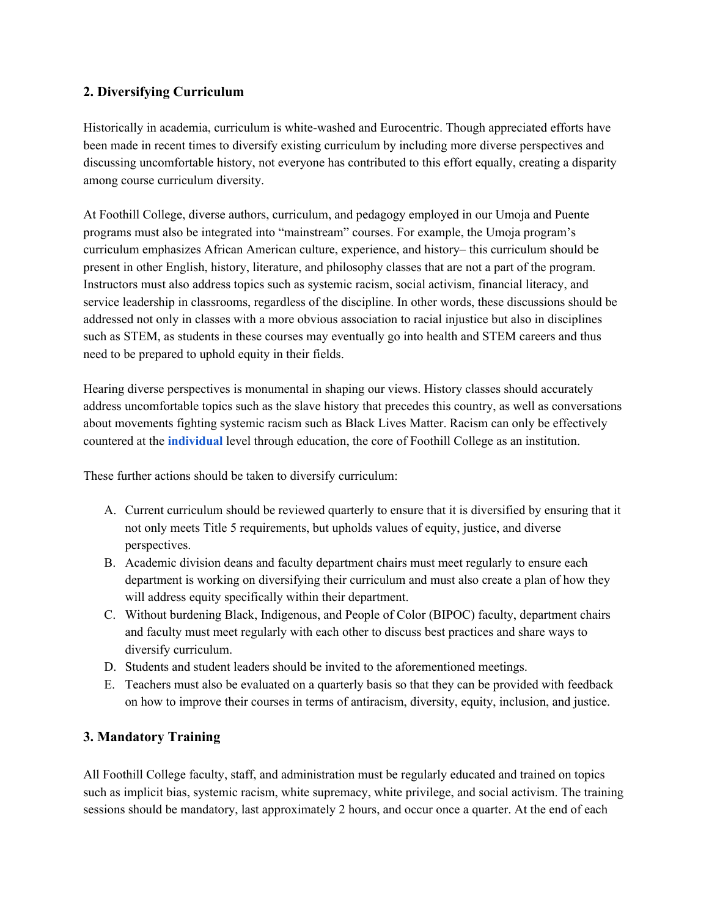### 2. Diversifying Curriculum

Historically in academia, curriculum is white-washed and Eurocentric. Though appreciated efforts have been made in recent times to diversify existing curriculum by including more diverse perspectives and discussing uncomfortable history, not everyone has contributed to this effort equally, creating a disparity among course curriculum diversity.

At Foothill College, diverse authors, curriculum, and pedagogy employed in our Umoja and Puente programs must also be integrated into "mainstream" courses. For example, the Umoja program's curriculum emphasizes African American culture, experience, and history– this curriculum should be present in other English, history, literature, and philosophy classes that are not a part of the program. Instructors must also address topics such as systemic racism, social activism, financial literacy, and service leadership in classrooms, regardless of the discipline. In other words, these discussions should be addressed not only in classes with a more obvious association to racial injustice but also in disciplines such as STEM, as students in these courses may eventually go into health and STEM careers and thus need to be prepared to uphold equity in their fields.

Hearing diverse perspectives is monumental in shaping our views. History classes should accurately address uncomfortable topics such as the slave history that precedes this country, as well as conversations about movements fighting systemic racism such as Black Lives Matter. Racism can only be effectively countered at the **individual** level through education, the core of Foothill College as an institution.

These further actions should be taken to diversify curriculum:

A. Current curriculum should be reviewed quarterly to ensure that it is diversified by ensuring that it not only meets Title 5 requirements, but upholds values of equity, justice, and diverse perspectives.
B. Academic division deans and faculty department chairs must meet regularly to ensure each department is working on diversifying their curriculum and must also create a plan of how they will address equity specifically within their department.
C. Without burdening Black, Indigenous, and People of Color (BIPOC) faculty, department chairs and faculty must meet regularly with each other to discuss best practices and share ways to diversify curriculum.
D. Students and student leaders should be invited to the aforementioned meetings.
E. Teachers must also be evaluated on a quarterly basis so that they can be provided with feedback on how to improve their courses in terms of antiracism, diversity, equity, inclusion, and justice.

### 3. Mandatory Training

All Foothill College faculty, staff, and administration must be regularly educated and trained on topics such as implicit bias, systemic racism, white supremacy, white privilege, and social activism. The training sessions should be mandatory, last approximately 2 hours, and occur once a quarter. At the end of each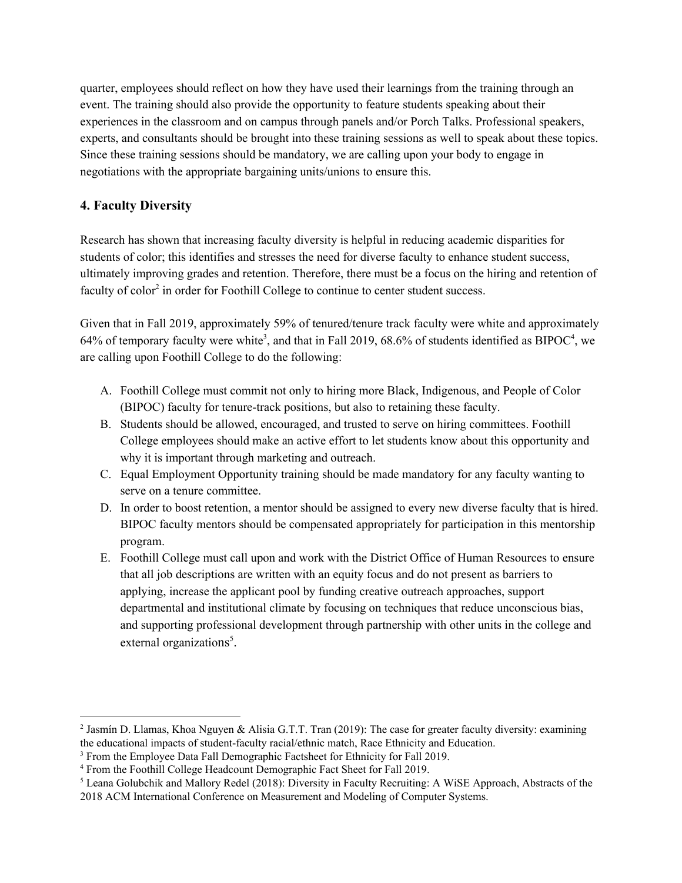quarter, employees should reflect on how they have used their learnings from the training through an event. The training should also provide the opportunity to feature students speaking about their experiences in the classroom and on campus through panels and/or Porch Talks. Professional speakers, experts, and consultants should be brought into these training sessions as well to speak about these topics. Since these training sessions should be mandatory, we are calling upon your body to engage in negotiations with the appropriate bargaining units/unions to ensure this.

### 4. Faculty Diversity

Research has shown that increasing faculty diversity is helpful in reducing academic disparities for students of color; this identifies and stresses the need for diverse faculty to enhance student success, ultimately improving grades and retention. Therefore, there must be a focus on the hiring and retention of faculty of color[2] in order for Foothill College to continue to center student success.

Given that in Fall 2019, approximately 59% of tenured/tenure track faculty were white and approximately 64% of temporary faculty were white[3], and that in Fall 2019, 68.6% of students identified as BIPOC[4], we are calling upon Foothill College to do the following:

A. Foothill College must commit not only to hiring more Black, Indigenous, and People of Color (BIPOC) faculty for tenure-track positions, but also to retaining these faculty.
B. Students should be allowed, encouraged, and trusted to serve on hiring committees. Foothill College employees should make an active effort to let students know about this opportunity and why it is important through marketing and outreach.
C. Equal Employment Opportunity training should be made mandatory for any faculty wanting to serve on a tenure committee.
D. In order to boost retention, a mentor should be assigned to every new diverse faculty that is hired. BIPOC faculty mentors should be compensated appropriately for participation in this mentorship program.
E. Foothill College must call upon and work with the District Office of Human Resources to ensure that all job descriptions are written with an equity focus and do not present as barriers to applying, increase the applicant pool by funding creative outreach approaches, support departmental and institutional climate by focusing on techniques that reduce unconscious bias, and supporting professional development through partnership with other units in the college and external organizations[5].

---

[2] Jasmín D. Llamas, Khoa Nguyen & Alisia G.T.T. Tran (2019): The case for greater faculty diversity: examining the educational impacts of student-faculty racial/ethnic match, Race Ethnicity and Education.

[3] From the Employee Data Fall Demographic Factsheet for Ethnicity for Fall 2019.

[4] From the Foothill College Headcount Demographic Fact Sheet for Fall 2019.

[5] Leana Golubchik and Mallory Redel (2018): Diversity in Faculty Recruiting: A WiSE Approach, Abstracts of the 2018 ACM International Conference on Measurement and Modeling of Computer Systems.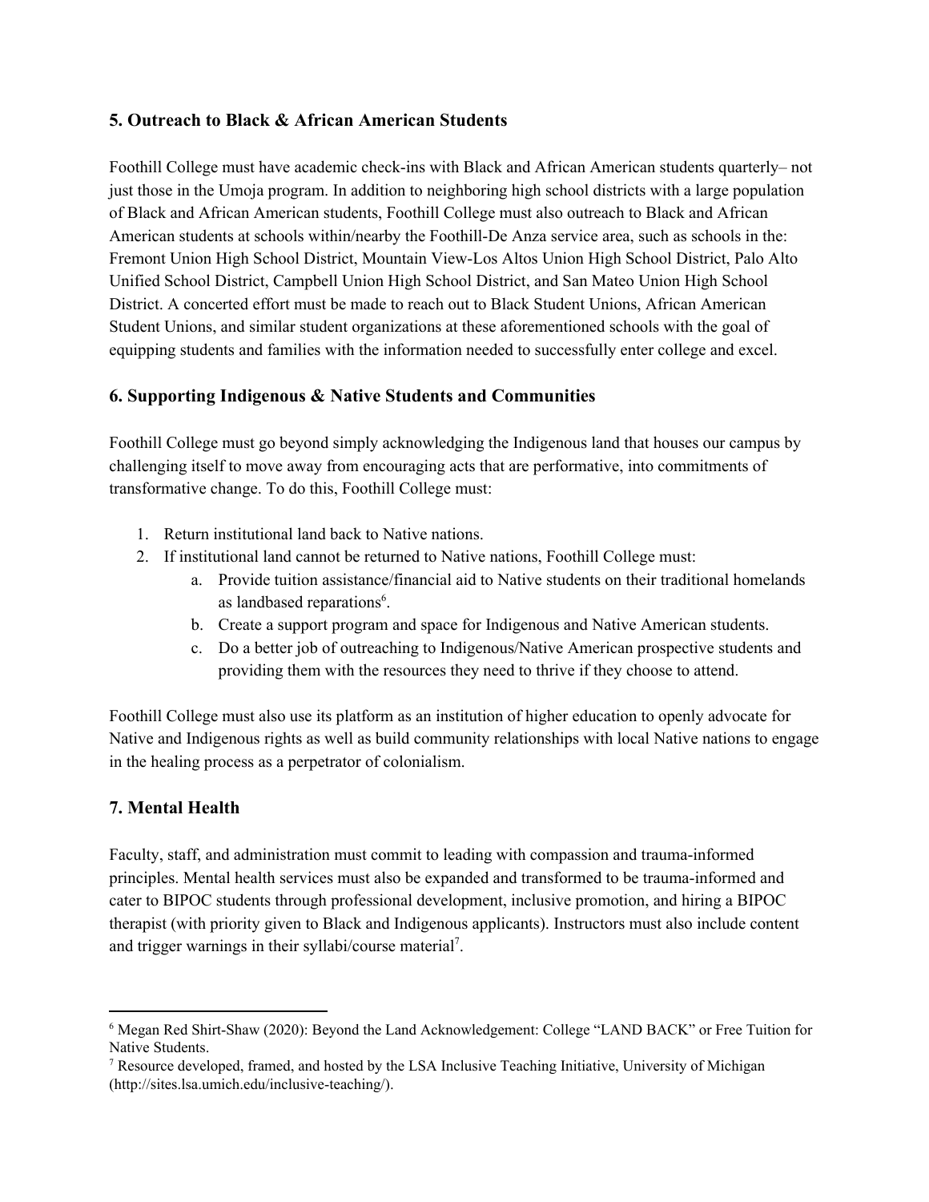## 5. Outreach to Black & African American Students

Foothill College must have academic check-ins with Black and African American students quarterly– not just those in the Umoja program. In addition to neighboring high school districts with a large population of Black and African American students, Foothill College must also outreach to Black and African American students at schools within/nearby the Foothill-De Anza service area, such as schools in the: Fremont Union High School District, Mountain View-Los Altos Union High School District, Palo Alto Unified School District, Campbell Union High School District, and San Mateo Union High School District. A concerted effort must be made to reach out to Black Student Unions, African American Student Unions, and similar student organizations at these aforementioned schools with the goal of equipping students and families with the information needed to successfully enter college and excel.

## 6. Supporting Indigenous & Native Students and Communities

Foothill College must go beyond simply acknowledging the Indigenous land that houses our campus by challenging itself to move away from encouraging acts that are performative, into commitments of transformative change. To do this, Foothill College must:

1. Return institutional land back to Native nations.
2. If institutional land cannot be returned to Native nations, Foothill College must:
   a. Provide tuition assistance/financial aid to Native students on their traditional homelands as landbased reparations[6].
   b. Create a support program and space for Indigenous and Native American students.
   c. Do a better job of outreaching to Indigenous/Native American prospective students and providing them with the resources they need to thrive if they choose to attend.

Foothill College must also use its platform as an institution of higher education to openly advocate for Native and Indigenous rights as well as build community relationships with local Native nations to engage in the healing process as a perpetrator of colonialism.

## 7. Mental Health

Faculty, staff, and administration must commit to leading with compassion and trauma-informed principles. Mental health services must also be expanded and transformed to be trauma-informed and cater to BIPOC students through professional development, inclusive promotion, and hiring a BIPOC therapist (with priority given to Black and Indigenous applicants). Instructors must also include content and trigger warnings in their syllabi/course material[7].

---

[6] Megan Red Shirt-Shaw (2020): Beyond the Land Acknowledgement: College "LAND BACK" or Free Tuition for Native Students.

[7] Resource developed, framed, and hosted by the LSA Inclusive Teaching Initiative, University of Michigan (http://sites.lsa.umich.edu/inclusive-teaching/).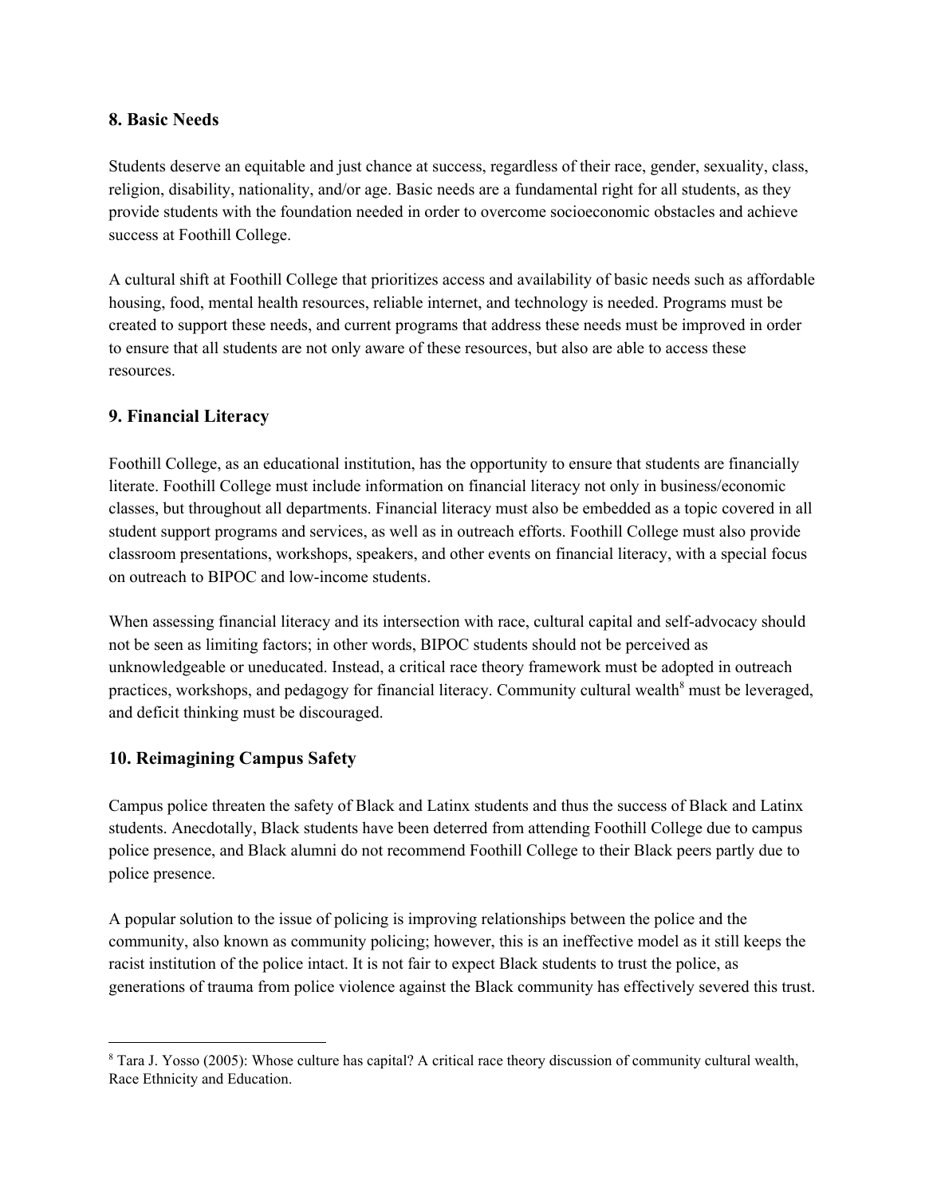### 8. Basic Needs

Students deserve an equitable and just chance at success, regardless of their race, gender, sexuality, class, religion, disability, nationality, and/or age. Basic needs are a fundamental right for all students, as they provide students with the foundation needed in order to overcome socioeconomic obstacles and achieve success at Foothill College.

A cultural shift at Foothill College that prioritizes access and availability of basic needs such as affordable housing, food, mental health resources, reliable internet, and technology is needed. Programs must be created to support these needs, and current programs that address these needs must be improved in order to ensure that all students are not only aware of these resources, but also are able to access these resources.

### 9. Financial Literacy

Foothill College, as an educational institution, has the opportunity to ensure that students are financially literate. Foothill College must include information on financial literacy not only in business/economic classes, but throughout all departments. Financial literacy must also be embedded as a topic covered in all student support programs and services, as well as in outreach efforts. Foothill College must also provide classroom presentations, workshops, speakers, and other events on financial literacy, with a special focus on outreach to BIPOC and low-income students.

When assessing financial literacy and its intersection with race, cultural capital and self-advocacy should not be seen as limiting factors; in other words, BIPOC students should not be perceived as unknowledgeable or uneducated. Instead, a critical race theory framework must be adopted in outreach practices, workshops, and pedagogy for financial literacy. Community cultural wealth[8] must be leveraged, and deficit thinking must be discouraged.

### 10. Reimagining Campus Safety

Campus police threaten the safety of Black and Latinx students and thus the success of Black and Latinx students. Anecdotally, Black students have been deterred from attending Foothill College due to campus police presence, and Black alumni do not recommend Foothill College to their Black peers partly due to police presence.

A popular solution to the issue of policing is improving relationships between the police and the community, also known as community policing; however, this is an ineffective model as it still keeps the racist institution of the police intact. It is not fair to expect Black students to trust the police, as generations of trauma from police violence against the Black community has effectively severed this trust.

---

[8] Tara J. Yosso (2005): Whose culture has capital? A critical race theory discussion of community cultural wealth, Race Ethnicity and Education.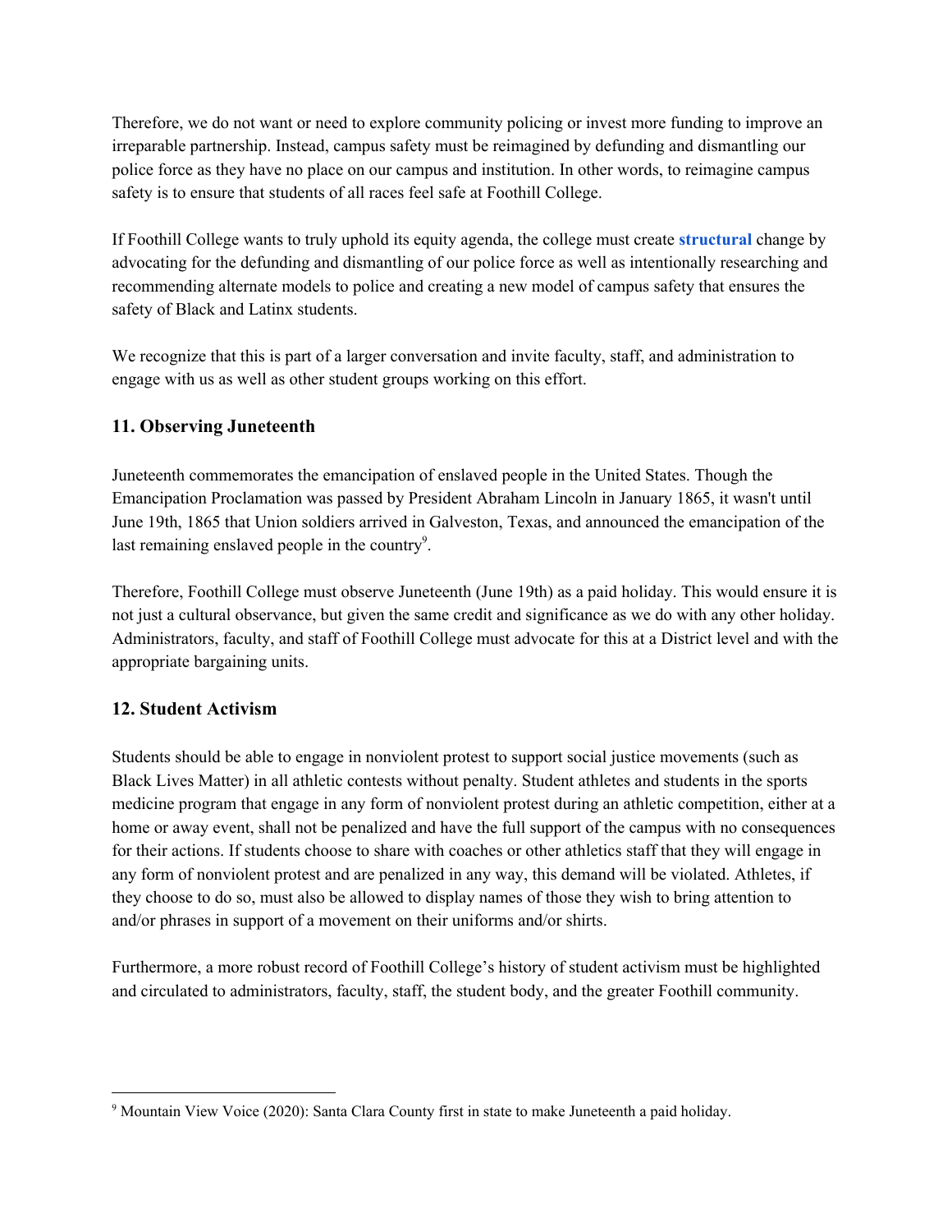Therefore, we do not want or need to explore community policing or invest more funding to improve an irreparable partnership. Instead, campus safety must be reimagined by defunding and dismantling our police force as they have no place on our campus and institution. In other words, to reimagine campus safety is to ensure that students of all races feel safe at Foothill College.

If Foothill College wants to truly uphold its equity agenda, the college must create **structural** change by advocating for the defunding and dismantling of our police force as well as intentionally researching and recommending alternate models to police and creating a new model of campus safety that ensures the safety of Black and Latinx students.

We recognize that this is part of a larger conversation and invite faculty, staff, and administration to engage with us as well as other student groups working on this effort.

## 11. Observing Juneteenth

Juneteenth commemorates the emancipation of enslaved people in the United States. Though the Emancipation Proclamation was passed by President Abraham Lincoln in January 1865, it wasn't until June 19th, 1865 that Union soldiers arrived in Galveston, Texas, and announced the emancipation of the last remaining enslaved people in the country[9].

Therefore, Foothill College must observe Juneteenth (June 19th) as a paid holiday. This would ensure it is not just a cultural observance, but given the same credit and significance as we do with any other holiday. Administrators, faculty, and staff of Foothill College must advocate for this at a District level and with the appropriate bargaining units.

## 12. Student Activism

Students should be able to engage in nonviolent protest to support social justice movements (such as Black Lives Matter) in all athletic contests without penalty. Student athletes and students in the sports medicine program that engage in any form of nonviolent protest during an athletic competition, either at a home or away event, shall not be penalized and have the full support of the campus with no consequences for their actions. If students choose to share with coaches or other athletics staff that they will engage in any form of nonviolent protest and are penalized in any way, this demand will be violated. Athletes, if they choose to do so, must also be allowed to display names of those they wish to bring attention to and/or phrases in support of a movement on their uniforms and/or shirts.

Furthermore, a more robust record of Foothill College's history of student activism must be highlighted and circulated to administrators, faculty, staff, the student body, and the greater Foothill community.

---

[9] Mountain View Voice (2020): Santa Clara County first in state to make Juneteenth a paid holiday.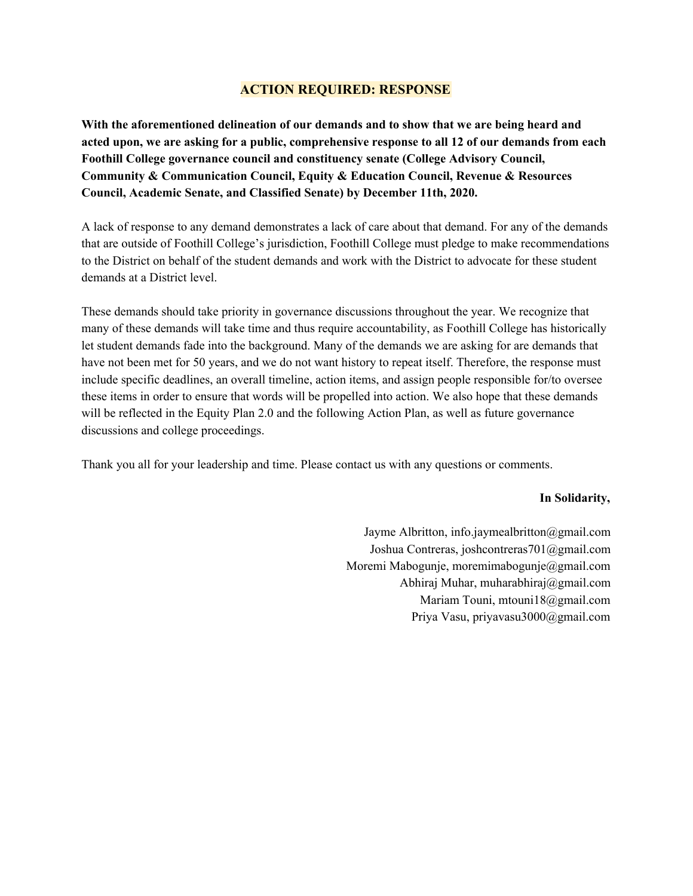## ACTION REQUIRED: RESPONSE

**With the aforementioned delineation of our demands and to show that we are being heard and acted upon, we are asking for a public, comprehensive response to all 12 of our demands from each Foothill College governance council and constituency senate (College Advisory Council, Community & Communication Council, Equity & Education Council, Revenue & Resources Council, Academic Senate, and Classified Senate) by December 11th, 2020.**

A lack of response to any demand demonstrates a lack of care about that demand. For any of the demands that are outside of Foothill College's jurisdiction, Foothill College must pledge to make recommendations to the District on behalf of the student demands and work with the District to advocate for these student demands at a District level.

These demands should take priority in governance discussions throughout the year. We recognize that many of these demands will take time and thus require accountability, as Foothill College has historically let student demands fade into the background. Many of the demands we are asking for are demands that have not been met for 50 years, and we do not want history to repeat itself. Therefore, the response must include specific deadlines, an overall timeline, action items, and assign people responsible for/to oversee these items in order to ensure that words will be propelled into action. We also hope that these demands will be reflected in the Equity Plan 2.0 and the following Action Plan, as well as future governance discussions and college proceedings.

Thank you all for your leadership and time. Please contact us with any questions or comments.

**In Solidarity,**

Jayme Albritton, info.jaymealbritton@gmail.com
Joshua Contreras, joshcontreras701@gmail.com
Moremi Mabogunje, moremimabogunje@gmail.com
Abhiraj Muhar, muharabhiraj@gmail.com
Mariam Touni, mtouni18@gmail.com
Priya Vasu, priyavasu3000@gmail.com